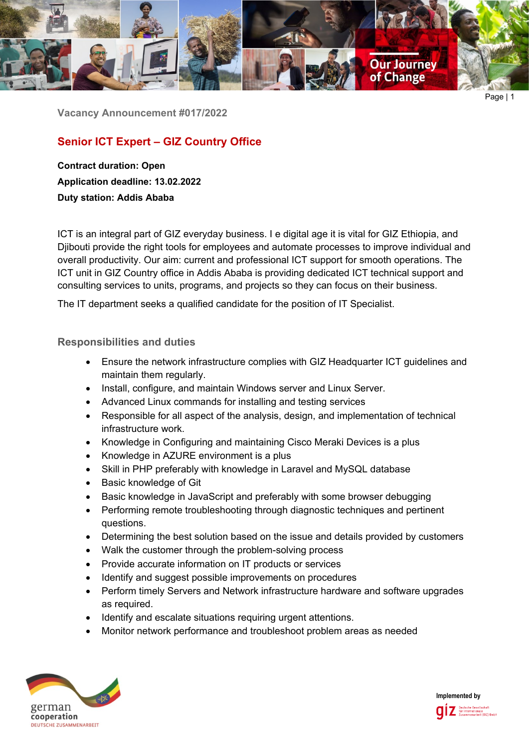Vacancy Announcement #017/2022

# Senior ICT Expert – GIZ Country Office

**Contract duration: Open**

**Application deadline: 13.02.2022**

**Duty station: Addis Ababa**

ICT is an integral part of GIZ everyday business. I e digital age it is vital for GIZ Ethiopia, and Djibouti provide the right tools for employees and automate processes to improve individual and overall productivity. Our aim: current and professional ICT support for smooth operations. The ICT unit in GIZ Country office in Addis Ababa is providing dedicated ICT technical support and consulting services to units, programs, and projects so they can focus on their business.

The IT department seeks a qualified candidate for the position of IT Specialist.

## Responsibilities and duties

- Ensure the network infrastructure complies with GIZ Headquarter ICT guidelines and maintain them regularly.
- Install, configure, and maintain Windows server and Linux Server.
- Advanced Linux commands for installing and testing services
- Responsible for all aspect of the analysis, design, and implementation of technical infrastructure work.
- Knowledge in Configuring and maintaining Cisco Meraki Devices is a plus
- Knowledge in AZURE environment is a plus
- Skill in PHP preferably with knowledge in Laravel and MySQL database
- Basic knowledge of Git
- Basic knowledge in JavaScript and preferably with some browser debugging
- Performing remote troubleshooting through diagnostic techniques and pertinent questions.
- Determining the best solution based on the issue and details provided by customers
- Walk the customer through the problem-solving process
- Provide accurate information on IT products or services
- Identify and suggest possible improvements on procedures
- Perform timely Servers and Network infrastructure hardware and software upgrades as required.
- Identify and escalate situations requiring urgent attentions.
- Monitor network performance and troubleshoot problem areas as needed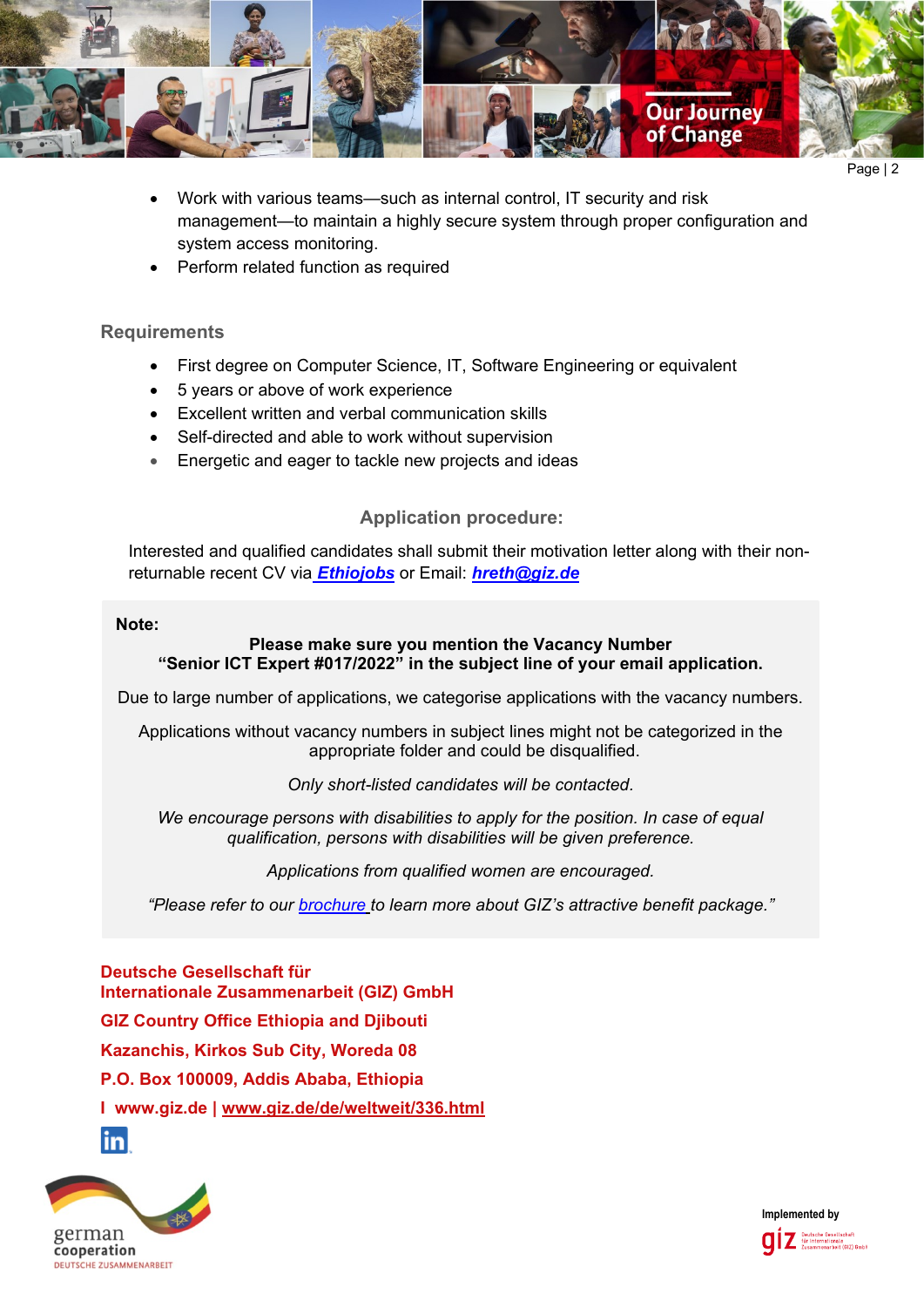- Work with various teams—such as internal control, IT security and risk management—to maintain a highly secure system through proper configuration and system access monitoring.
- Perform related function as required

## Requirements

- First degree on Computer Science, IT, Software Engineering or equivalent
- 5 years or above of work experience
- Excellent written and verbal communication skills
- Self-directed and able to work without supervision
- Energetic and eager to tackle new projects and ideas

## Application procedure:

Interested and qualified candidates shall submit their motivation letter along with their non-returnable recent CV via ***Ethiojobs*** or Email: ***hreth@giz.de***

**Note:**

**Please make sure you mention the Vacancy Number "Senior ICT Expert #017/2022" in the subject line of your email application.**

Due to large number of applications, we categorise applications with the vacancy numbers.

Applications without vacancy numbers in subject lines might not be categorized in the appropriate folder and could be disqualified.

*Only short-listed candidates will be contacted.*

*We encourage persons with disabilities to apply for the position. In case of equal qualification, persons with disabilities will be given preference.*

*Applications from qualified women are encouraged.*

*"Please refer to our brochure to learn more about GIZ's attractive benefit package."*

**Deutsche Gesellschaft für Internationale Zusammenarbeit (GIZ) GmbH**

**GIZ Country Office Ethiopia and Djibouti**

**Kazanchis, Kirkos Sub City, Woreda 08**

**P.O. Box 100009, Addis Ababa, Ethiopia**

**I www.giz.de | www.giz.de/de/weltweit/336.html**

german cooperation
DEUTSCHE ZUSAMMENARBEIT

Implemented by
giz Deutsche Gesellschaft für Internationale Zusammenarbeit (GIZ) GmbH